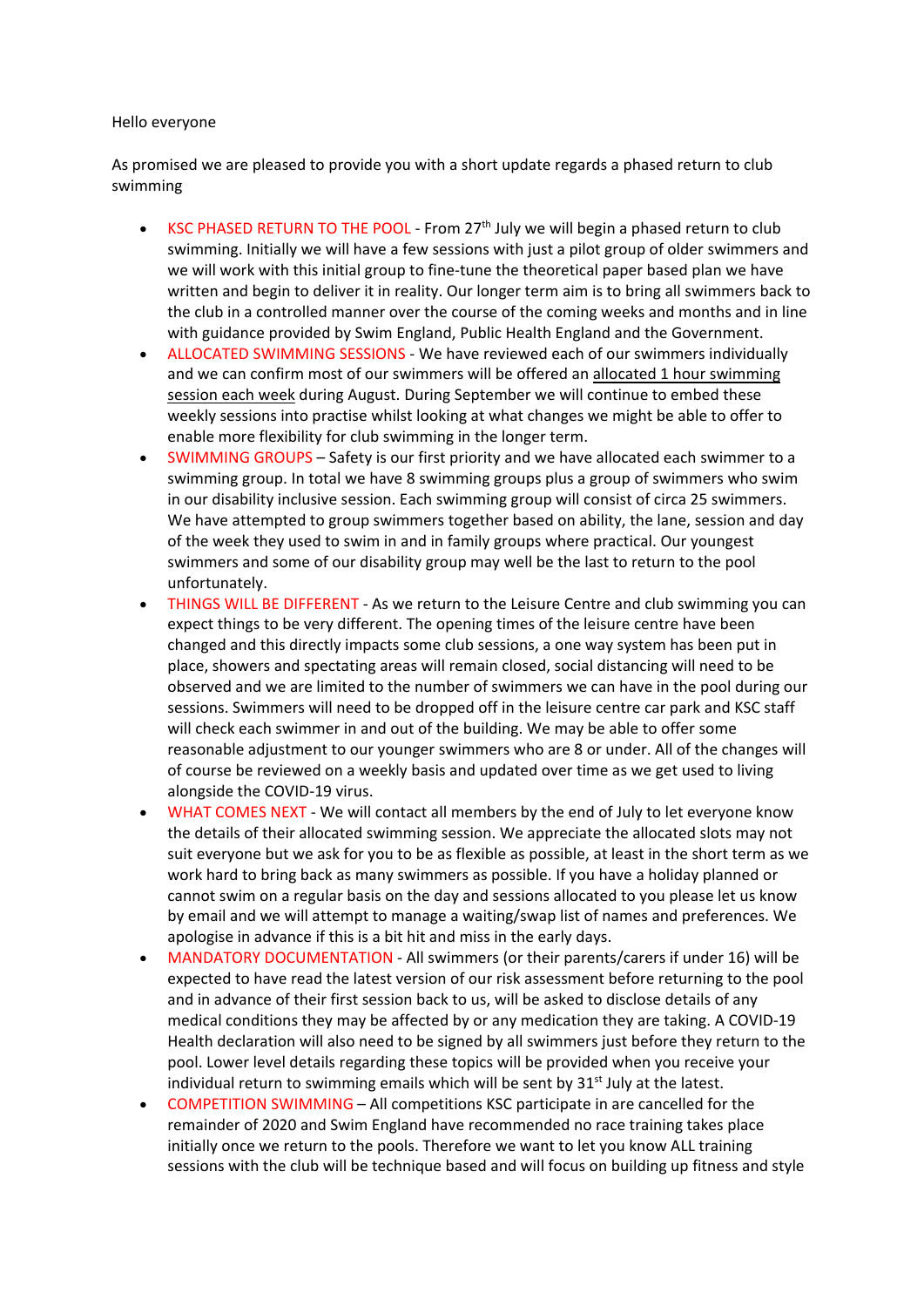Hello everyone

As promised we are pleased to provide you with a short update regards a phased return to club swimming

- KSC PHASED RETURN TO THE POOL - From 27th July we will begin a phased return to club swimming. Initially we will have a few sessions with just a pilot group of older swimmers and we will work with this initial group to fine-tune the theoretical paper based plan we have written and begin to deliver it in reality. Our longer term aim is to bring all swimmers back to the club in a controlled manner over the course of the coming weeks and months and in line with guidance provided by Swim England, Public Health England and the Government.
- ALLOCATED SWIMMING SESSIONS - We have reviewed each of our swimmers individually and we can confirm most of our swimmers will be offered an allocated 1 hour swimming session each week during August. During September we will continue to embed these weekly sessions into practise whilst looking at what changes we might be able to offer to enable more flexibility for club swimming in the longer term.
- SWIMMING GROUPS – Safety is our first priority and we have allocated each swimmer to a swimming group. In total we have 8 swimming groups plus a group of swimmers who swim in our disability inclusive session. Each swimming group will consist of circa 25 swimmers. We have attempted to group swimmers together based on ability, the lane, session and day of the week they used to swim in and in family groups where practical. Our youngest swimmers and some of our disability group may well be the last to return to the pool unfortunately.
- THINGS WILL BE DIFFERENT - As we return to the Leisure Centre and club swimming you can expect things to be very different. The opening times of the leisure centre have been changed and this directly impacts some club sessions, a one way system has been put in place, showers and spectating areas will remain closed, social distancing will need to be observed and we are limited to the number of swimmers we can have in the pool during our sessions. Swimmers will need to be dropped off in the leisure centre car park and KSC staff will check each swimmer in and out of the building. We may be able to offer some reasonable adjustment to our younger swimmers who are 8 or under. All of the changes will of course be reviewed on a weekly basis and updated over time as we get used to living alongside the COVID-19 virus.
- WHAT COMES NEXT - We will contact all members by the end of July to let everyone know the details of their allocated swimming session. We appreciate the allocated slots may not suit everyone but we ask for you to be as flexible as possible, at least in the short term as we work hard to bring back as many swimmers as possible. If you have a holiday planned or cannot swim on a regular basis on the day and sessions allocated to you please let us know by email and we will attempt to manage a waiting/swap list of names and preferences. We apologise in advance if this is a bit hit and miss in the early days.
- MANDATORY DOCUMENTATION - All swimmers (or their parents/carers if under 16) will be expected to have read the latest version of our risk assessment before returning to the pool and in advance of their first session back to us, will be asked to disclose details of any medical conditions they may be affected by or any medication they are taking. A COVID-19 Health declaration will also need to be signed by all swimmers just before they return to the pool. Lower level details regarding these topics will be provided when you receive your individual return to swimming emails which will be sent by 31st July at the latest.
- COMPETITION SWIMMING – All competitions KSC participate in are cancelled for the remainder of 2020 and Swim England have recommended no race training takes place initially once we return to the pools. Therefore we want to let you know ALL training sessions with the club will be technique based and will focus on building up fitness and style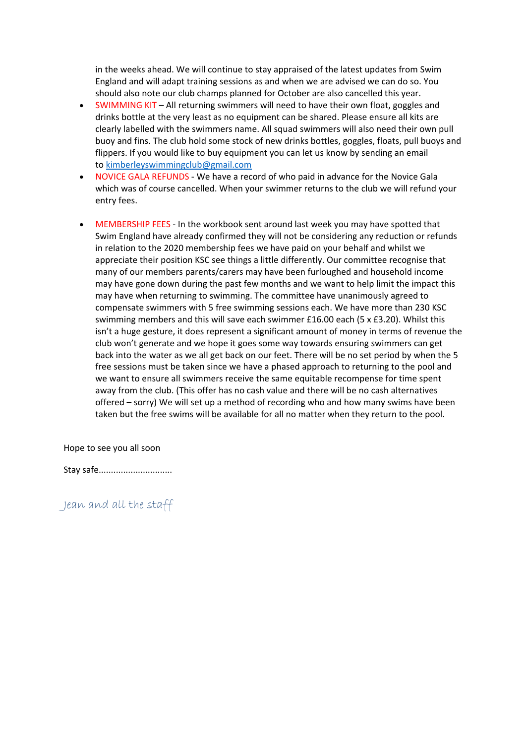in the weeks ahead. We will continue to stay appraised of the latest updates from Swim England and will adapt training sessions as and when we are advised we can do so. You should also note our club champs planned for October are also cancelled this year.

- SWIMMING KIT – All returning swimmers will need to have their own float, goggles and drinks bottle at the very least as no equipment can be shared. Please ensure all kits are clearly labelled with the swimmers name. All squad swimmers will also need their own pull buoy and fins. The club hold some stock of new drinks bottles, goggles, floats, pull buoys and flippers. If you would like to buy equipment you can let us know by sending an email to [kimberleyswimmingclub@gmail.com](mailto:kimberleyswimmingclub@gmail.com)
- NOVICE GALA REFUNDS - We have a record of who paid in advance for the Novice Gala which was of course cancelled. When your swimmer returns to the club we will refund your entry fees.
- MEMBERSHIP FEES - In the workbook sent around last week you may have spotted that Swim England have already confirmed they will not be considering any reduction or refunds in relation to the 2020 membership fees we have paid on your behalf and whilst we appreciate their position KSC see things a little differently. Our committee recognise that many of our members parents/carers may have been furloughed and household income may have gone down during the past few months and we want to help limit the impact this may have when returning to swimming. The committee have unanimously agreed to compensate swimmers with 5 free swimming sessions each. We have more than 230 KSC swimming members and this will save each swimmer £16.00 each (5 x £3.20). Whilst this isn't a huge gesture, it does represent a significant amount of money in terms of revenue the club won't generate and we hope it goes some way towards ensuring swimmers can get back into the water as we all get back on our feet. There will be no set period by when the 5 free sessions must be taken since we have a phased approach to returning to the pool and we want to ensure all swimmers receive the same equitable recompense for time spent away from the club. (This offer has no cash value and there will be no cash alternatives offered – sorry) We will set up a method of recording who and how many swims have been taken but the free swims will be available for all no matter when they return to the pool.

Hope to see you all soon

Stay safe..............................

*Jean and all the staff*